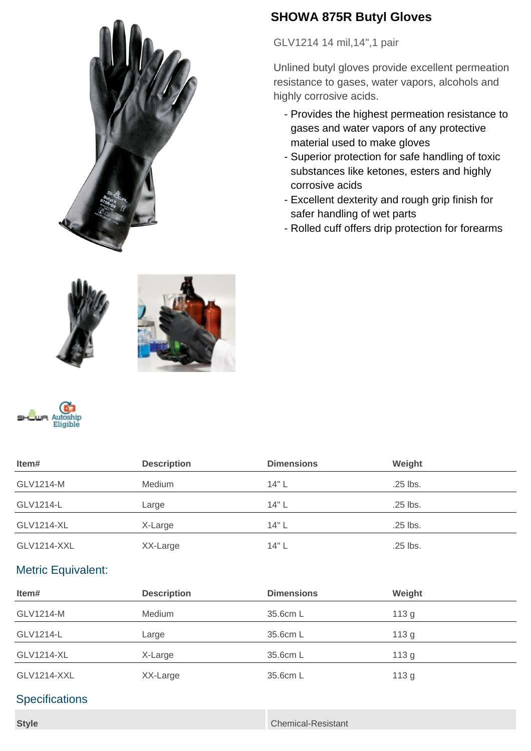# SHOWA 875R Butyl Gloves

GLV1214 14 mil,14",1 pair

Unlined butyl gloves provide excellent permeation resistance to gases, water vapors, alcohols and highly corrosive acids.

- Provides the highest permeation resistance to gases and water vapors of any protective material used to make gloves
- Superior protection for safe handling of toxic substances like ketones, esters and highly corrosive acids
- Excellent dexterity and rough grip finish for safer handling of wet parts
- Rolled cuff offers drip protection for forearms

| Item# | Description | Dimensions | Weight |
|---|---|---|---|
| GLV1214-M | Medium | 14" L | .25 lbs. |
| GLV1214-L | Large | 14" L | .25 lbs. |
| GLV1214-XL | X-Large | 14" L | .25 lbs. |
| GLV1214-XXL | XX-Large | 14" L | .25 lbs. |

## Metric Equivalent:

| Item# | Description | Dimensions | Weight |
|---|---|---|---|
| GLV1214-M | Medium | 35.6cm L | 113 g |
| GLV1214-L | Large | 35.6cm L | 113 g |
| GLV1214-XL | X-Large | 35.6cm L | 113 g |
| GLV1214-XXL | XX-Large | 35.6cm L | 113 g |

## Specifications

| Style | Chemical-Resistant |
|---|---|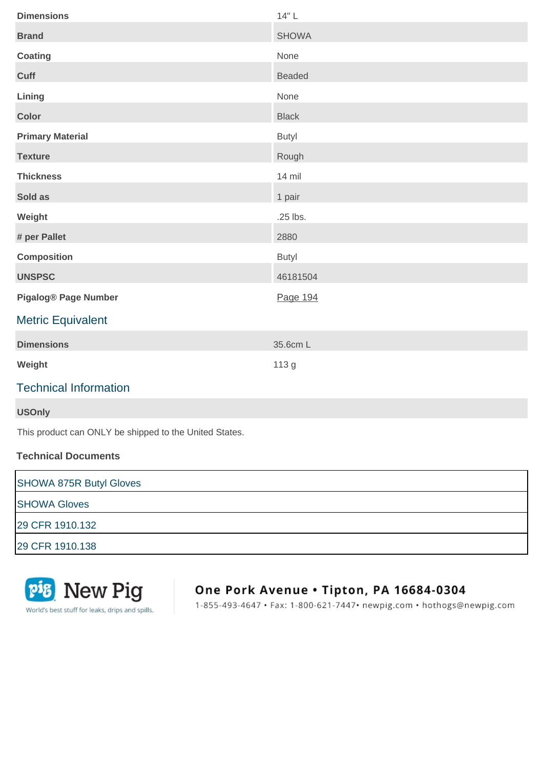| | |
|---|---|
| **Dimensions** | 14" L |
| **Brand** | SHOWA |
| **Coating** | None |
| **Cuff** | Beaded |
| **Lining** | None |
| **Color** | Black |
| **Primary Material** | Butyl |
| **Texture** | Rough |
| **Thickness** | 14 mil |
| **Sold as** | 1 pair |
| **Weight** | .25 lbs. |
| **# per Pallet** | 2880 |
| **Composition** | Butyl |
| **UNSPSC** | 46181504 |
| **Pigalog® Page Number** | Page 194 |

## Metric Equivalent

| | |
|---|---|
| **Dimensions** | 35.6cm L |
| **Weight** | 113 g |

## Technical Information

**USOnly**

This product can ONLY be shipped to the United States.

### Technical Documents

- SHOWA 875R Butyl Gloves
- SHOWA Gloves
- 29 CFR 1910.132
- 29 CFR 1910.138

New Pig — World's best stuff for leaks, drips and spills.

**One Pork Avenue • Tipton, PA 16684-0304**

1-855-493-4647 • Fax: 1-800-621-7447• newpig.com • hothogs@newpig.com